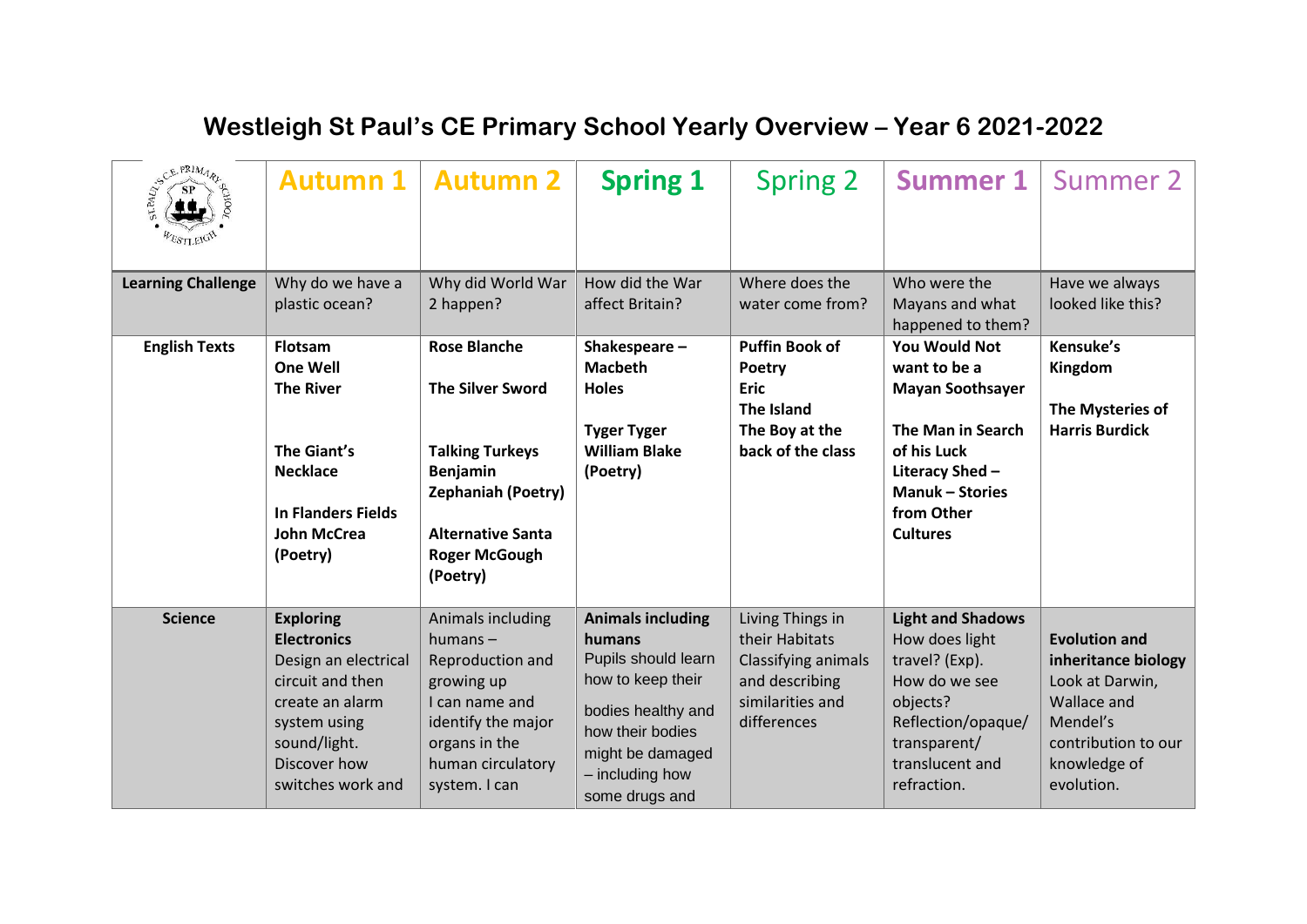# Westleigh St Paul's CE Primary School Yearly Overview – Year 6 2021-2022

| | Autumn 1 | Autumn 2 | Spring 1 | Spring 2 | Summer 1 | Summer 2 |
|---|---|---|---|---|---|---|
| **Learning Challenge** | Why do we have a plastic ocean? | Why did World War 2 happen? | How did the War affect Britain? | Where does the water come from? | Who were the Mayans and what happened to them? | Have we always looked like this? |
| **English Texts** | **Flotsam**<br>**One Well**<br>**The River**<br><br>**The Giant's Necklace**<br><br>**In Flanders Fields John McCrea (Poetry)** | **Rose Blanche**<br><br>**The Silver Sword**<br><br>**Talking Turkeys Benjamin Zephaniah (Poetry)**<br><br>**Alternative Santa Roger McGough (Poetry)** | **Shakespeare – Macbeth**<br>**Holes**<br><br>**Tyger Tyger William Blake (Poetry)** | **Puffin Book of Poetry**<br>**Eric**<br>**The Island**<br>**The Boy at the back of the class** | **You Would Not want to be a Mayan Soothsayer**<br><br>**The Man in Search of his Luck Literacy Shed – Manuk – Stories from Other Cultures** | **Kensuke's Kingdom**<br><br>**The Mysteries of Harris Burdick** |
| **Science** | **Exploring Electronics**<br>Design an electrical circuit and then create an alarm system using sound/light. Discover how switches work and | Animals including humans – Reproduction and growing up<br>I can name and identify the major organs in the human circulatory system. I can | **Animals including humans**<br>Pupils should learn how to keep their bodies healthy and how their bodies might be damaged – including how some drugs and | Living Things in their Habitats<br>Classifying animals and describing similarities and differences | **Light and Shadows**<br>How does light travel? (Exp).<br>How do we see objects?<br>Reflection/opaque/transparent/translucent and refraction. | **Evolution and inheritance biology**<br>Look at Darwin, Wallace and Mendel's contribution to our knowledge of evolution. |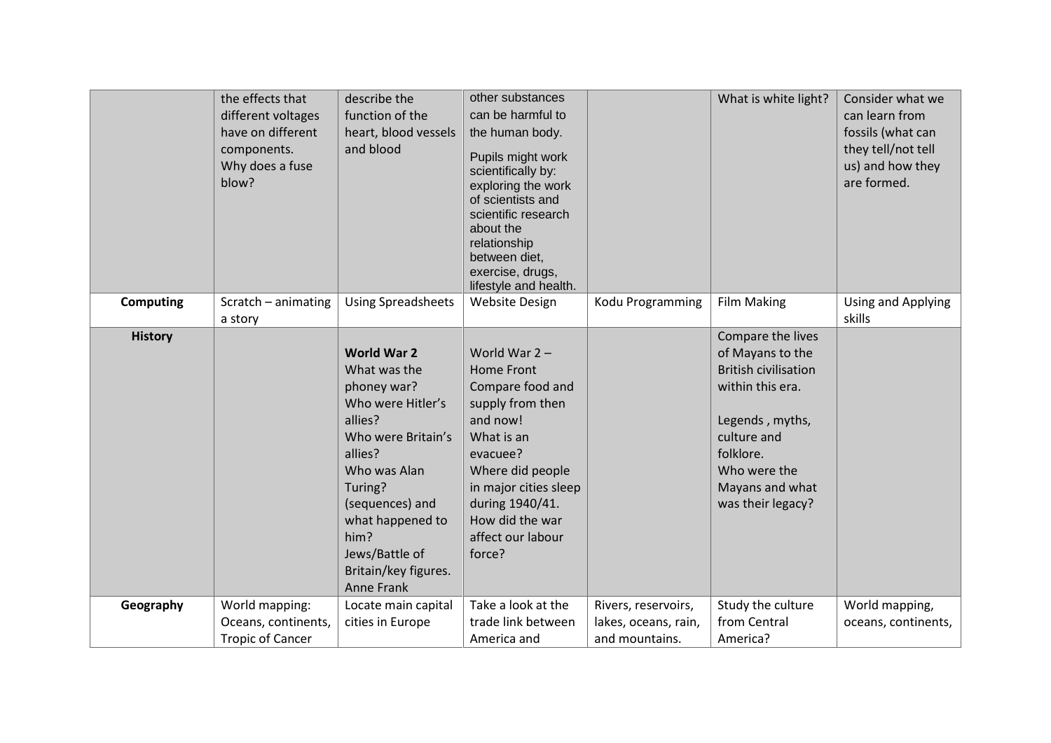| | | | | | | |
|---|---|---|---|---|---|---|
| | the effects that different voltages have on different components. Why does a fuse blow? | describe the function of the heart, blood vessels and blood | other substances can be harmful to the human body. Pupils might work scientifically by: exploring the work of scientists and scientific research about the relationship between diet, exercise, drugs, lifestyle and health. | | What is white light? | Consider what we can learn from fossils (what can they tell/not tell us) and how they are formed. |
| **Computing** | Scratch – animating a story | Using Spreadsheets | Website Design | Kodu Programming | Film Making | Using and Applying skills |
| **History** | | **World War 2** What was the phoney war? Who were Hitler's allies? Who were Britain's allies? Who was Alan Turing? (sequences) and what happened to him? Jews/Battle of Britain/key figures. Anne Frank | World War 2 – Home Front Compare food and supply from then and now! What is an evacuee? Where did people in major cities sleep during 1940/41. How did the war affect our labour force? | | Compare the lives of Mayans to the British civilisation within this era. Legends , myths, culture and folklore. Who were the Mayans and what was their legacy? | |
| **Geography** | World mapping: Oceans, continents, Tropic of Cancer | Locate main capital cities in Europe | Take a look at the trade link between America and | Rivers, reservoirs, lakes, oceans, rain, and mountains. | Study the culture from Central America? | World mapping, oceans, continents, |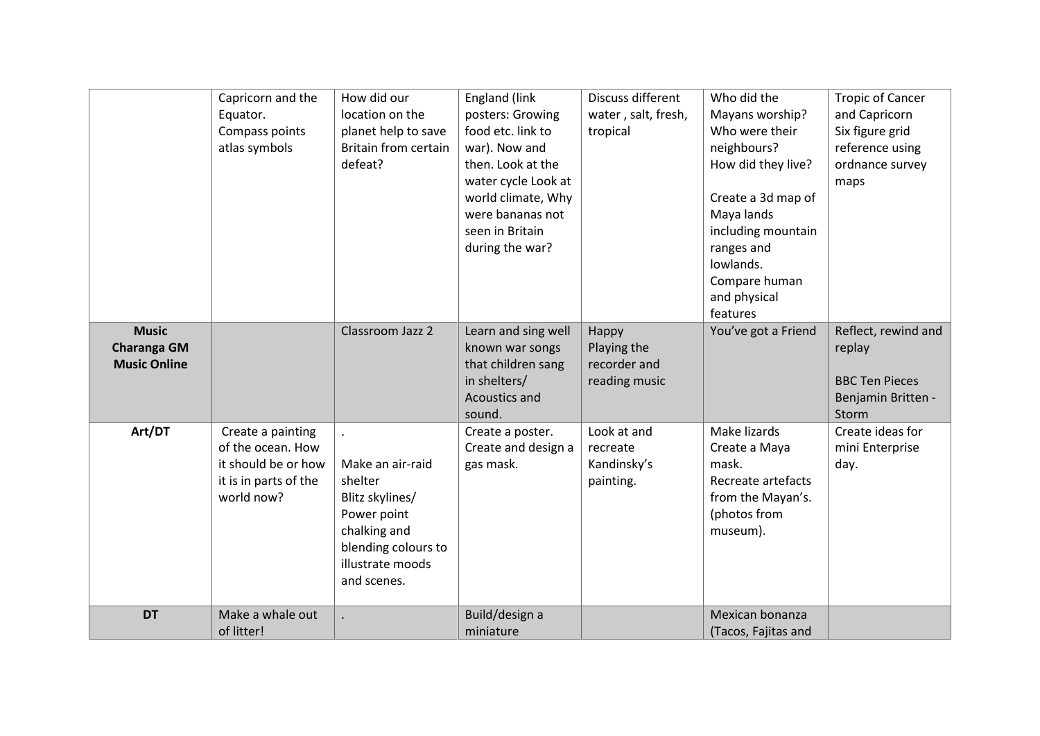| | | | | | | |
|---|---|---|---|---|---|---|
| | Capricorn and the Equator.<br>Compass points atlas symbols | How did our location on the planet help to save Britain from certain defeat? | England (link posters: Growing food etc. link to war). Now and then. Look at the water cycle Look at world climate, Why were bananas not seen in Britain during the war? | Discuss different water , salt, fresh, tropical | Who did the Mayans worship?<br>Who were their neighbours?<br>How did they live?<br><br>Create a 3d map of Maya lands including mountain ranges and lowlands.<br>Compare human and physical features | Tropic of Cancer and Capricorn<br>Six figure grid reference using ordnance survey maps |
| **Music Charanga GM Music Online** | | Classroom Jazz 2 | Learn and sing well known war songs that children sang in shelters/<br>Acoustics and sound. | Happy<br>Playing the recorder and reading music | You've got a Friend | Reflect, rewind and replay<br><br>BBC Ten Pieces Benjamin Britten - Storm |
| **Art/DT** | Create a painting of the ocean. How it should be or how it is in parts of the world now? | .<br><br>Make an air-raid shelter<br>Blitz skylines/<br>Power point chalking and blending colours to illustrate moods and scenes. | Create a poster.<br>Create and design a gas mask. | Look at and recreate Kandinsky's painting. | Make lizards<br>Create a Maya mask.<br>Recreate artefacts from the Mayan's. (photos from museum). | Create ideas for mini Enterprise day. |
| **DT** | Make a whale out of litter! | . | Build/design a miniature | | Mexican bonanza (Tacos, Fajitas and | |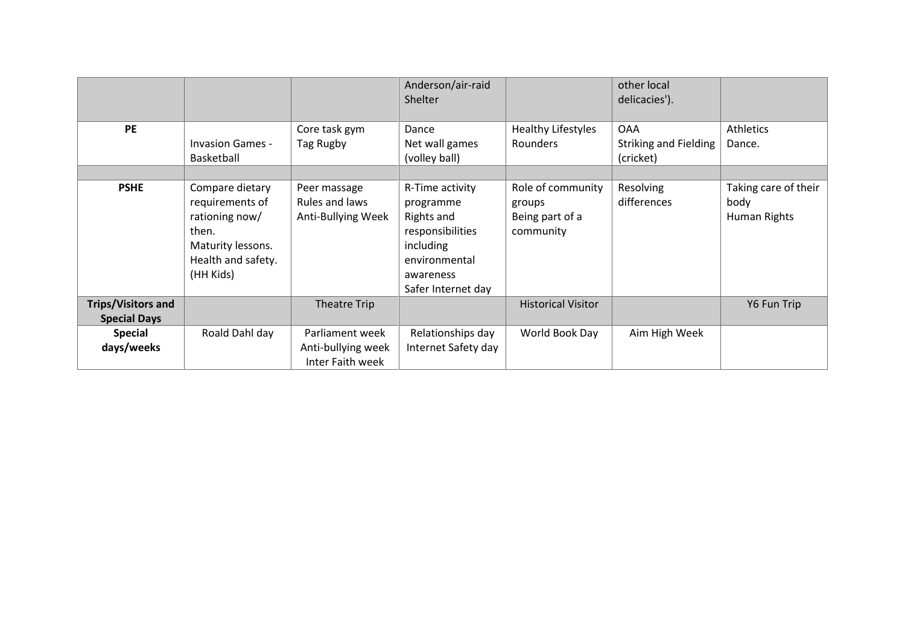| | | | | | | |
|---|---|---|---|---|---|---|
| | | | Anderson/air-raid Shelter | | other local delicacies'). | |
| **PE** | Invasion Games - Basketball | Core task gym<br>Tag Rugby | Dance<br>Net wall games (volley ball) | Healthy Lifestyles<br>Rounders | OAA<br>Striking and Fielding (cricket) | Athletics<br>Dance. |
| | | | | | | |
| **PSHE** | Compare dietary requirements of rationing now/ then.<br>Maturity lessons.<br>Health and safety. (HH Kids) | Peer massage<br>Rules and laws<br>Anti-Bullying Week | R-Time activity programme<br>Rights and responsibilities including environmental awareness<br>Safer Internet day | Role of community groups<br>Being part of a community | Resolving differences | Taking care of their body<br>Human Rights |
| **Trips/Visitors and Special Days** | | Theatre Trip | | Historical Visitor | | Y6 Fun Trip |
| **Special days/weeks** | Roald Dahl day | Parliament week<br>Anti-bullying week<br>Inter Faith week | Relationships day<br>Internet Safety day | World Book Day | Aim High Week | |